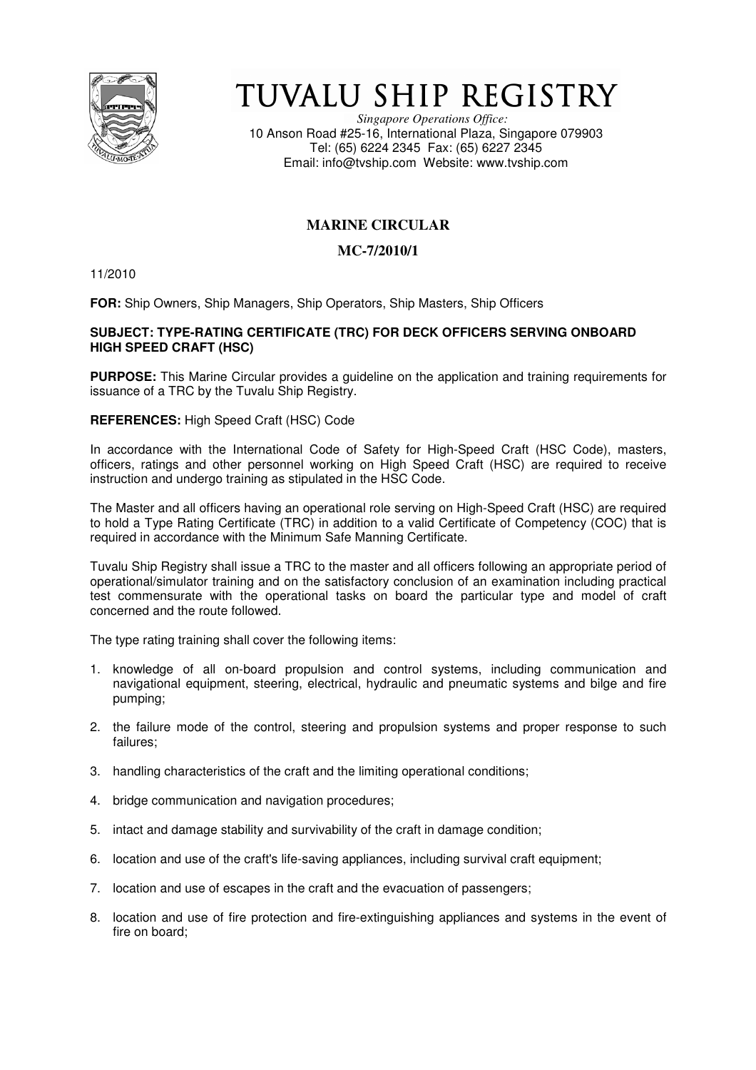# TUVALU SHIP REGISTRY

*Singapore Operations Office:*
10 Anson Road #25-16, International Plaza, Singapore 079903
Tel: (65) 6224 2345 Fax: (65) 6227 2345
Email: info@tvship.com Website: www.tvship.com

## MARINE CIRCULAR

## MC-7/2010/1

11/2010

**FOR:** Ship Owners, Ship Managers, Ship Operators, Ship Masters, Ship Officers

**SUBJECT: TYPE-RATING CERTIFICATE (TRC) FOR DECK OFFICERS SERVING ONBOARD HIGH SPEED CRAFT (HSC)**

**PURPOSE:** This Marine Circular provides a guideline on the application and training requirements for issuance of a TRC by the Tuvalu Ship Registry.

**REFERENCES:** High Speed Craft (HSC) Code

In accordance with the International Code of Safety for High-Speed Craft (HSC Code), masters, officers, ratings and other personnel working on High Speed Craft (HSC) are required to receive instruction and undergo training as stipulated in the HSC Code.

The Master and all officers having an operational role serving on High-Speed Craft (HSC) are required to hold a Type Rating Certificate (TRC) in addition to a valid Certificate of Competency (COC) that is required in accordance with the Minimum Safe Manning Certificate.

Tuvalu Ship Registry shall issue a TRC to the master and all officers following an appropriate period of operational/simulator training and on the satisfactory conclusion of an examination including practical test commensurate with the operational tasks on board the particular type and model of craft concerned and the route followed.

The type rating training shall cover the following items:

1. knowledge of all on-board propulsion and control systems, including communication and navigational equipment, steering, electrical, hydraulic and pneumatic systems and bilge and fire pumping;
2. the failure mode of the control, steering and propulsion systems and proper response to such failures;
3. handling characteristics of the craft and the limiting operational conditions;
4. bridge communication and navigation procedures;
5. intact and damage stability and survivability of the craft in damage condition;
6. location and use of the craft's life-saving appliances, including survival craft equipment;
7. location and use of escapes in the craft and the evacuation of passengers;
8. location and use of fire protection and fire-extinguishing appliances and systems in the event of fire on board;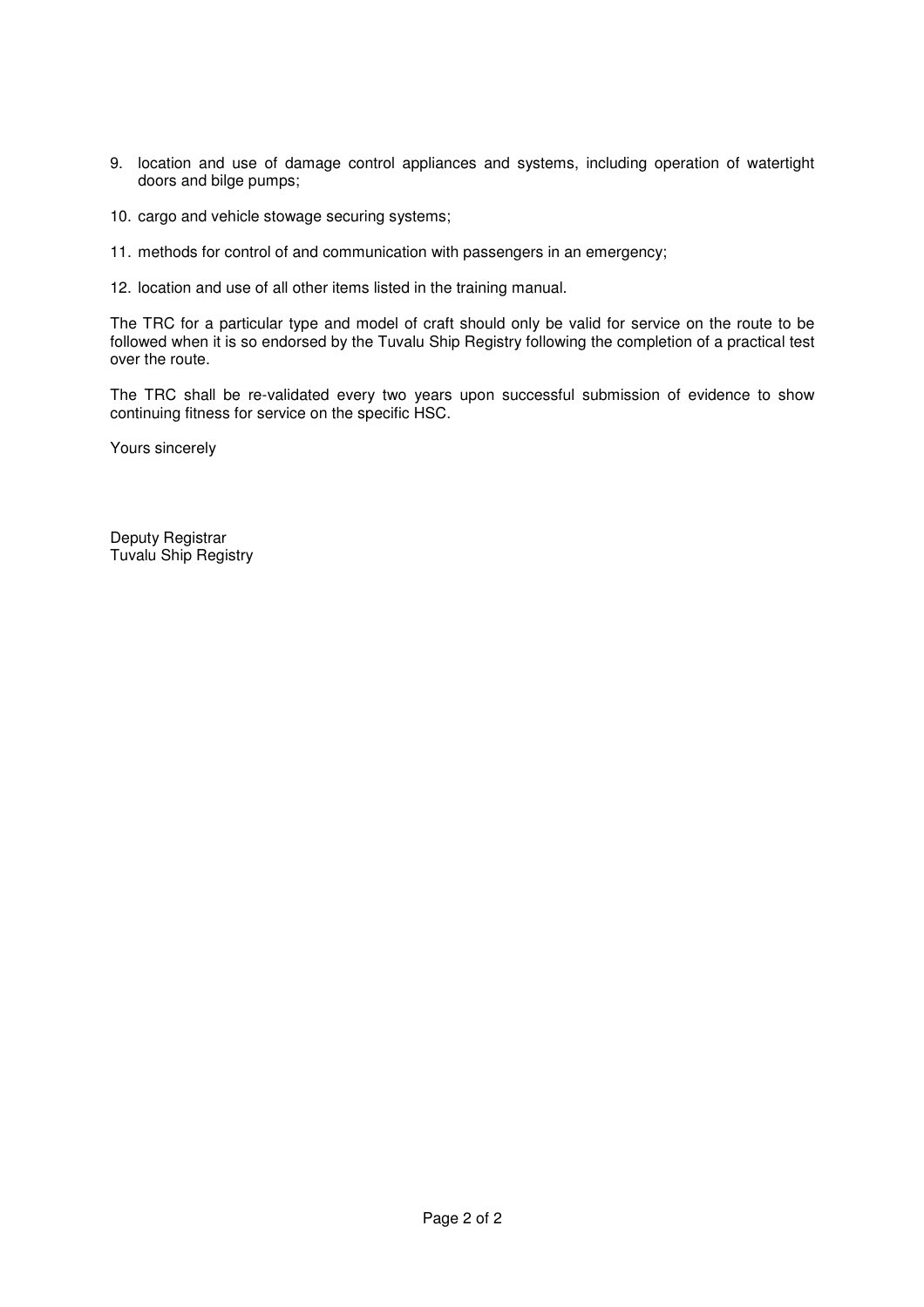9. location and use of damage control appliances and systems, including operation of watertight doors and bilge pumps;

10. cargo and vehicle stowage securing systems;

11. methods for control of and communication with passengers in an emergency;

12. location and use of all other items listed in the training manual.

The TRC for a particular type and model of craft should only be valid for service on the route to be followed when it is so endorsed by the Tuvalu Ship Registry following the completion of a practical test over the route.

The TRC shall be re-validated every two years upon successful submission of evidence to show continuing fitness for service on the specific HSC.

Yours sincerely

Deputy Registrar
Tuvalu Ship Registry